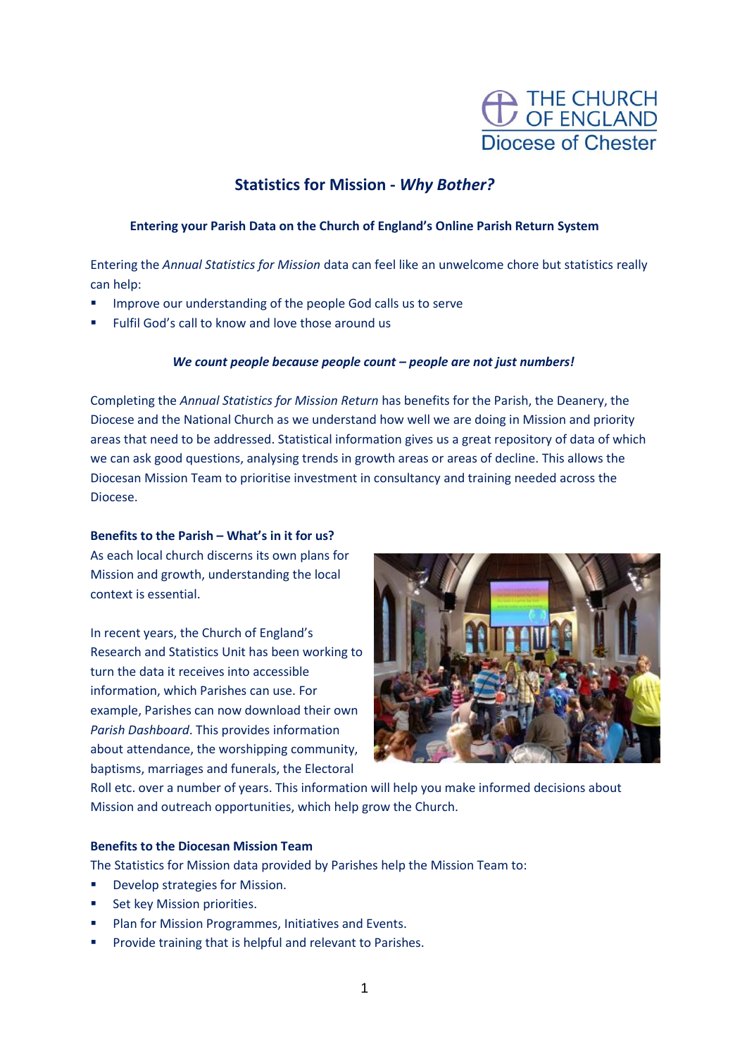THE CHURCH OF ENGLAND
Diocese of Chester

# Statistics for Mission - *Why Bother?*

### Entering your Parish Data on the Church of England's Online Parish Return System

Entering the *Annual Statistics for Mission* data can feel like an unwelcome chore but statistics really can help:

- Improve our understanding of the people God calls us to serve
- Fulfil God's call to know and love those around us

***We count people because people count – people are not just numbers!***

Completing the *Annual Statistics for Mission Return* has benefits for the Parish, the Deanery, the Diocese and the National Church as we understand how well we are doing in Mission and priority areas that need to be addressed. Statistical information gives us a great repository of data of which we can ask good questions, analysing trends in growth areas or areas of decline. This allows the Diocesan Mission Team to prioritise investment in consultancy and training needed across the Diocese.

**Benefits to the Parish – What's in it for us?**

As each local church discerns its own plans for Mission and growth, understanding the local context is essential.

In recent years, the Church of England's Research and Statistics Unit has been working to turn the data it receives into accessible information, which Parishes can use. For example, Parishes can now download their own *Parish Dashboard*. This provides information about attendance, the worshipping community, baptisms, marriages and funerals, the Electoral Roll etc. over a number of years. This information will help you make informed decisions about Mission and outreach opportunities, which help grow the Church.

**Benefits to the Diocesan Mission Team**

The Statistics for Mission data provided by Parishes help the Mission Team to:

- Develop strategies for Mission.
- Set key Mission priorities.
- Plan for Mission Programmes, Initiatives and Events.
- Provide training that is helpful and relevant to Parishes.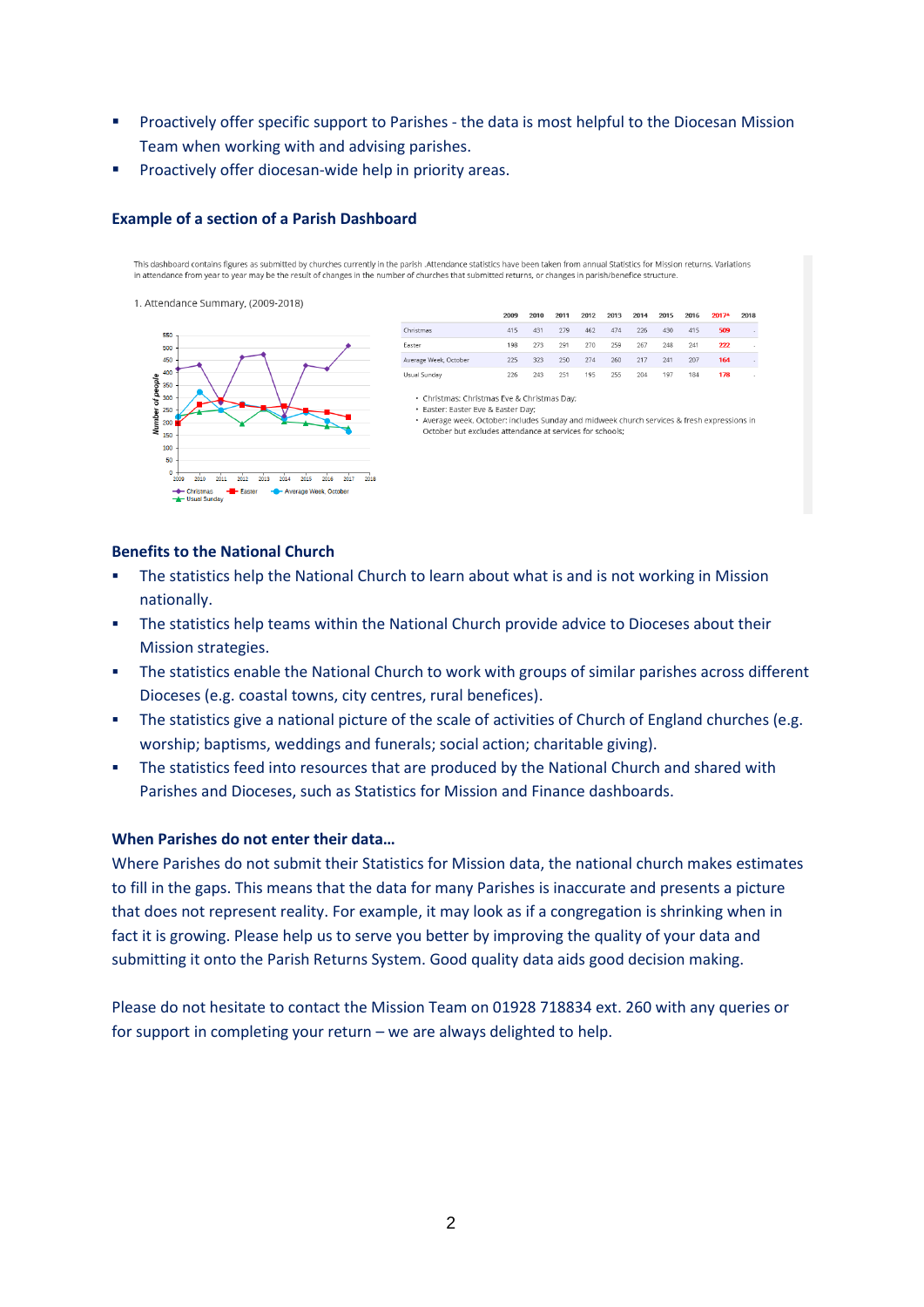- Proactively offer specific support to Parishes - the data is most helpful to the Diocesan Mission Team when working with and advising parishes.
- Proactively offer diocesan-wide help in priority areas.

### Example of a section of a Parish Dashboard

This dashboard contains figures as submitted by churches currently in the parish .Attendance statistics have been taken from annual Statistics for Mission returns. Variations in attendance from year to year may be the result of changes in the number of churches that submitted returns, or changes in parish/benefice structure.

1. Attendance Summary, (2009-2018)

Number of people

550
500
450
400
350
300
250
200
150
100
50
0

2009 2010 2011 2012 2013 2014 2015 2016 2017 2018

Christmas
Easter
Average Week, October
Usual Sunday

| | 2009 | 2010 | 2011 | 2012 | 2013 | 2014 | 2015 | 2016 | 2017* | 2018 |
|---|---|---|---|---|---|---|---|---|---|---|
| Christmas | 415 | 431 | 279 | 462 | 474 | 226 | 430 | 415 | 509 | - |
| Easter | 198 | 273 | 291 | 270 | 259 | 267 | 248 | 241 | 222 | - |
| Average Week, October | 225 | 323 | 250 | 274 | 260 | 217 | 241 | 207 | 164 | - |
| Usual Sunday | 226 | 243 | 251 | 195 | 255 | 204 | 197 | 184 | 178 | - |

- Christmas: Christmas Eve & Christmas Day;
- Easter: Easter Eve & Easter Day;
- Average week, October: includes Sunday and midweek church services & fresh expressions in October but excludes attendance at services for schools;

### Benefits to the National Church

- The statistics help the National Church to learn about what is and is not working in Mission nationally.
- The statistics help teams within the National Church provide advice to Dioceses about their Mission strategies.
- The statistics enable the National Church to work with groups of similar parishes across different Dioceses (e.g. coastal towns, city centres, rural benefices).
- The statistics give a national picture of the scale of activities of Church of England churches (e.g. worship; baptisms, weddings and funerals; social action; charitable giving).
- The statistics feed into resources that are produced by the National Church and shared with Parishes and Dioceses, such as Statistics for Mission and Finance dashboards.

### When Parishes do not enter their data…

Where Parishes do not submit their Statistics for Mission data, the national church makes estimates to fill in the gaps. This means that the data for many Parishes is inaccurate and presents a picture that does not represent reality. For example, it may look as if a congregation is shrinking when in fact it is growing. Please help us to serve you better by improving the quality of your data and submitting it onto the Parish Returns System. Good quality data aids good decision making.

Please do not hesitate to contact the Mission Team on 01928 718834 ext. 260 with any queries or for support in completing your return – we are always delighted to help.